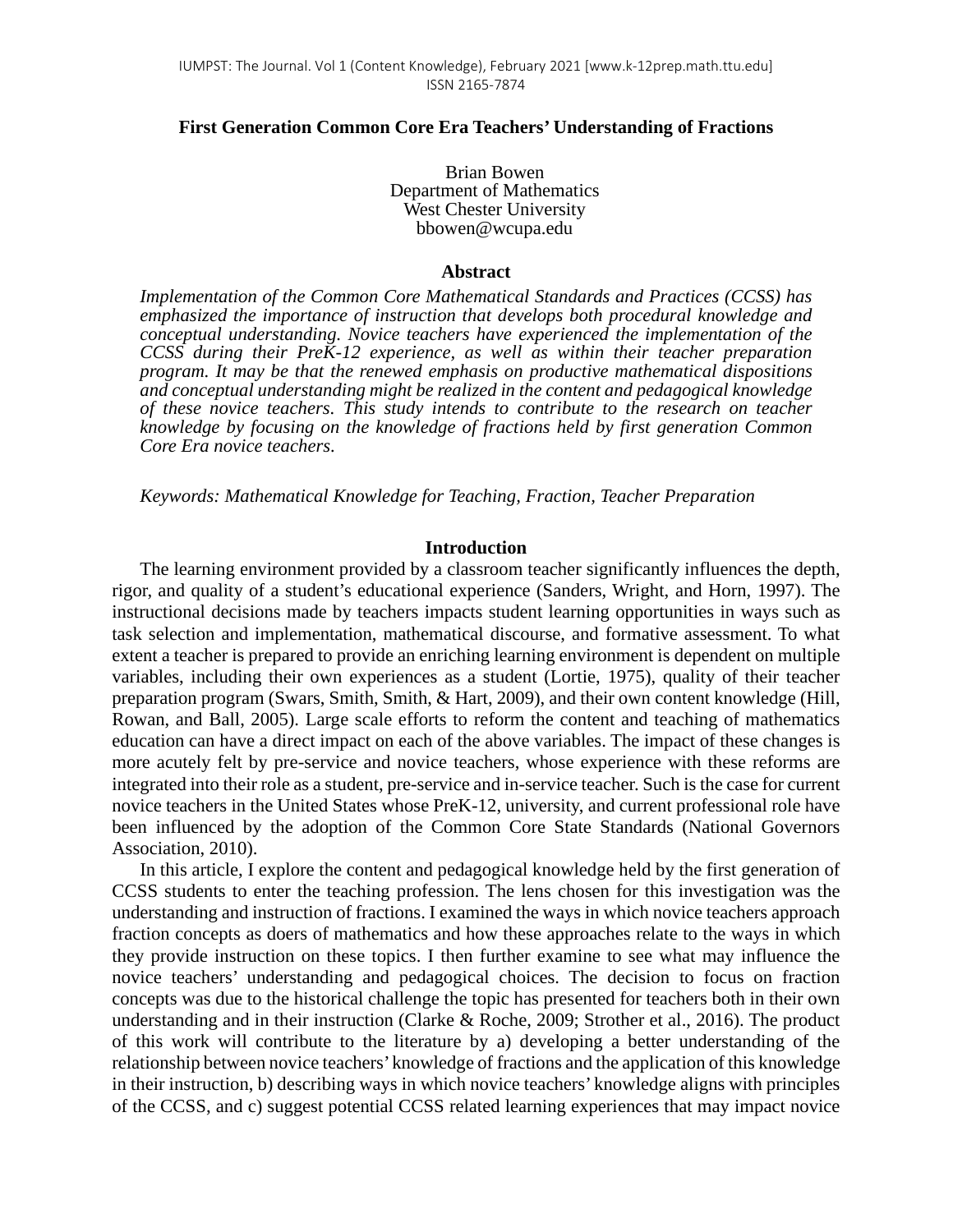# First Generation Common Core Era Teachers' Understanding of Fractions

Brian Bowen
Department of Mathematics
West Chester University
bbowen@wcupa.edu

## Abstract

*Implementation of the Common Core Mathematical Standards and Practices (CCSS) has emphasized the importance of instruction that develops both procedural knowledge and conceptual understanding. Novice teachers have experienced the implementation of the CCSS during their PreK-12 experience, as well as within their teacher preparation program. It may be that the renewed emphasis on productive mathematical dispositions and conceptual understanding might be realized in the content and pedagogical knowledge of these novice teachers. This study intends to contribute to the research on teacher knowledge by focusing on the knowledge of fractions held by first generation Common Core Era novice teachers.*

*Keywords: Mathematical Knowledge for Teaching, Fraction, Teacher Preparation*

## Introduction

The learning environment provided by a classroom teacher significantly influences the depth, rigor, and quality of a student's educational experience (Sanders, Wright, and Horn, 1997). The instructional decisions made by teachers impacts student learning opportunities in ways such as task selection and implementation, mathematical discourse, and formative assessment. To what extent a teacher is prepared to provide an enriching learning environment is dependent on multiple variables, including their own experiences as a student (Lortie, 1975), quality of their teacher preparation program (Swars, Smith, Smith, & Hart, 2009), and their own content knowledge (Hill, Rowan, and Ball, 2005). Large scale efforts to reform the content and teaching of mathematics education can have a direct impact on each of the above variables. The impact of these changes is more acutely felt by pre-service and novice teachers, whose experience with these reforms are integrated into their role as a student, pre-service and in-service teacher. Such is the case for current novice teachers in the United States whose PreK-12, university, and current professional role have been influenced by the adoption of the Common Core State Standards (National Governors Association, 2010).

In this article, I explore the content and pedagogical knowledge held by the first generation of CCSS students to enter the teaching profession. The lens chosen for this investigation was the understanding and instruction of fractions. I examined the ways in which novice teachers approach fraction concepts as doers of mathematics and how these approaches relate to the ways in which they provide instruction on these topics. I then further examine to see what may influence the novice teachers' understanding and pedagogical choices. The decision to focus on fraction concepts was due to the historical challenge the topic has presented for teachers both in their own understanding and in their instruction (Clarke & Roche, 2009; Strother et al., 2016). The product of this work will contribute to the literature by a) developing a better understanding of the relationship between novice teachers' knowledge of fractions and the application of this knowledge in their instruction, b) describing ways in which novice teachers' knowledge aligns with principles of the CCSS, and c) suggest potential CCSS related learning experiences that may impact novice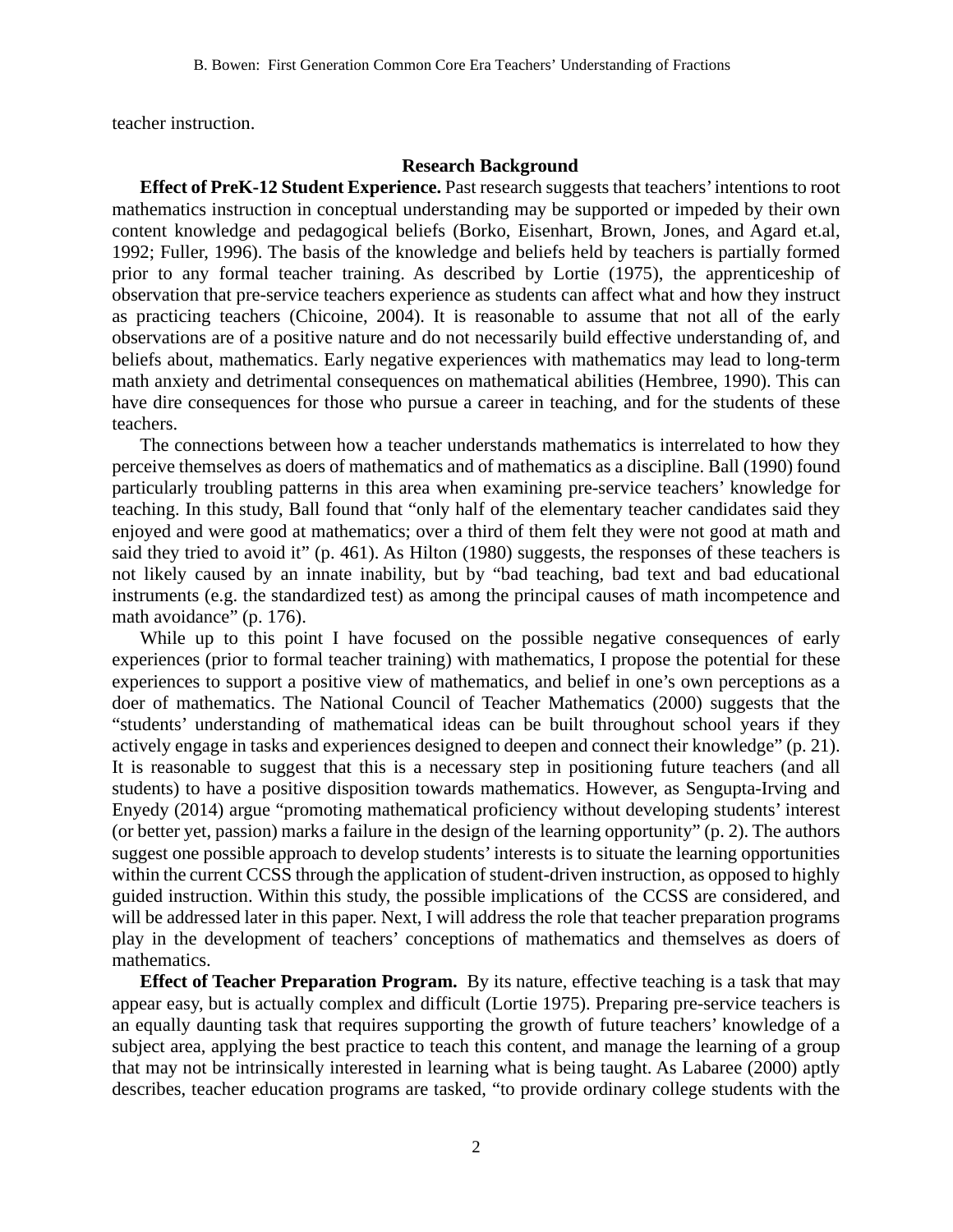teacher instruction.

## Research Background

**Effect of PreK-12 Student Experience.** Past research suggests that teachers' intentions to root mathematics instruction in conceptual understanding may be supported or impeded by their own content knowledge and pedagogical beliefs (Borko, Eisenhart, Brown, Jones, and Agard et.al, 1992; Fuller, 1996). The basis of the knowledge and beliefs held by teachers is partially formed prior to any formal teacher training. As described by Lortie (1975), the apprenticeship of observation that pre-service teachers experience as students can affect what and how they instruct as practicing teachers (Chicoine, 2004). It is reasonable to assume that not all of the early observations are of a positive nature and do not necessarily build effective understanding of, and beliefs about, mathematics. Early negative experiences with mathematics may lead to long-term math anxiety and detrimental consequences on mathematical abilities (Hembree, 1990). This can have dire consequences for those who pursue a career in teaching, and for the students of these teachers.

The connections between how a teacher understands mathematics is interrelated to how they perceive themselves as doers of mathematics and of mathematics as a discipline. Ball (1990) found particularly troubling patterns in this area when examining pre-service teachers' knowledge for teaching. In this study, Ball found that "only half of the elementary teacher candidates said they enjoyed and were good at mathematics; over a third of them felt they were not good at math and said they tried to avoid it" (p. 461). As Hilton (1980) suggests, the responses of these teachers is not likely caused by an innate inability, but by "bad teaching, bad text and bad educational instruments (e.g. the standardized test) as among the principal causes of math incompetence and math avoidance" (p. 176).

While up to this point I have focused on the possible negative consequences of early experiences (prior to formal teacher training) with mathematics, I propose the potential for these experiences to support a positive view of mathematics, and belief in one's own perceptions as a doer of mathematics. The National Council of Teacher Mathematics (2000) suggests that the "students' understanding of mathematical ideas can be built throughout school years if they actively engage in tasks and experiences designed to deepen and connect their knowledge" (p. 21). It is reasonable to suggest that this is a necessary step in positioning future teachers (and all students) to have a positive disposition towards mathematics. However, as Sengupta-Irving and Enyedy (2014) argue "promoting mathematical proficiency without developing students' interest (or better yet, passion) marks a failure in the design of the learning opportunity" (p. 2). The authors suggest one possible approach to develop students' interests is to situate the learning opportunities within the current CCSS through the application of student-driven instruction, as opposed to highly guided instruction. Within this study, the possible implications of the CCSS are considered, and will be addressed later in this paper. Next, I will address the role that teacher preparation programs play in the development of teachers' conceptions of mathematics and themselves as doers of mathematics.

**Effect of Teacher Preparation Program.** By its nature, effective teaching is a task that may appear easy, but is actually complex and difficult (Lortie 1975). Preparing pre-service teachers is an equally daunting task that requires supporting the growth of future teachers' knowledge of a subject area, applying the best practice to teach this content, and manage the learning of a group that may not be intrinsically interested in learning what is being taught. As Labaree (2000) aptly describes, teacher education programs are tasked, "to provide ordinary college students with the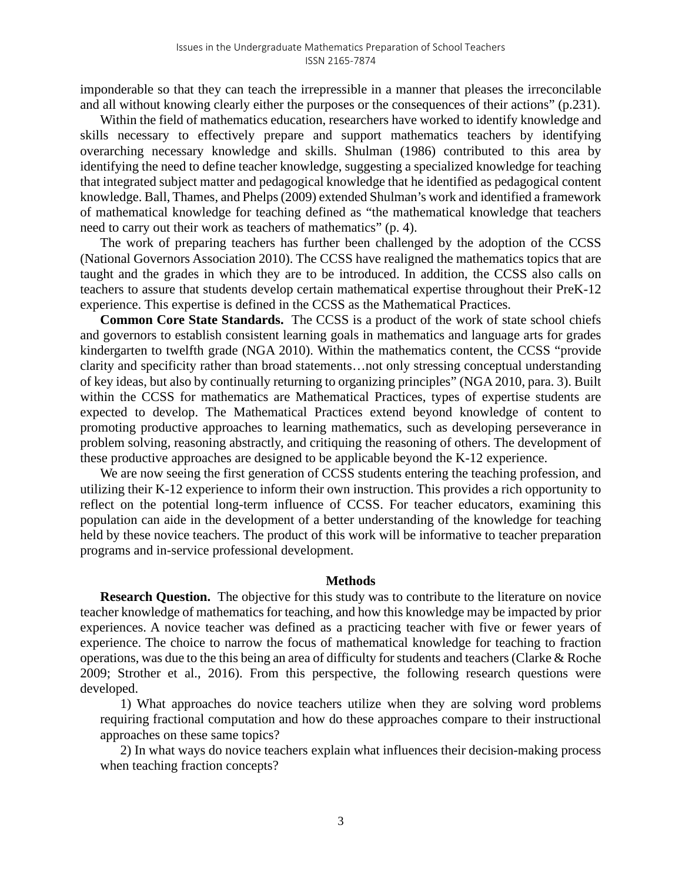imponderable so that they can teach the irrepressible in a manner that pleases the irreconcilable and all without knowing clearly either the purposes or the consequences of their actions" (p.231).

Within the field of mathematics education, researchers have worked to identify knowledge and skills necessary to effectively prepare and support mathematics teachers by identifying overarching necessary knowledge and skills. Shulman (1986) contributed to this area by identifying the need to define teacher knowledge, suggesting a specialized knowledge for teaching that integrated subject matter and pedagogical knowledge that he identified as pedagogical content knowledge. Ball, Thames, and Phelps (2009) extended Shulman's work and identified a framework of mathematical knowledge for teaching defined as "the mathematical knowledge that teachers need to carry out their work as teachers of mathematics" (p. 4).

The work of preparing teachers has further been challenged by the adoption of the CCSS (National Governors Association 2010). The CCSS have realigned the mathematics topics that are taught and the grades in which they are to be introduced. In addition, the CCSS also calls on teachers to assure that students develop certain mathematical expertise throughout their PreK-12 experience. This expertise is defined in the CCSS as the Mathematical Practices.

**Common Core State Standards.** The CCSS is a product of the work of state school chiefs and governors to establish consistent learning goals in mathematics and language arts for grades kindergarten to twelfth grade (NGA 2010). Within the mathematics content, the CCSS "provide clarity and specificity rather than broad statements…not only stressing conceptual understanding of key ideas, but also by continually returning to organizing principles" (NGA 2010, para. 3). Built within the CCSS for mathematics are Mathematical Practices, types of expertise students are expected to develop. The Mathematical Practices extend beyond knowledge of content to promoting productive approaches to learning mathematics, such as developing perseverance in problem solving, reasoning abstractly, and critiquing the reasoning of others. The development of these productive approaches are designed to be applicable beyond the K-12 experience.

We are now seeing the first generation of CCSS students entering the teaching profession, and utilizing their K-12 experience to inform their own instruction. This provides a rich opportunity to reflect on the potential long-term influence of CCSS. For teacher educators, examining this population can aide in the development of a better understanding of the knowledge for teaching held by these novice teachers. The product of this work will be informative to teacher preparation programs and in-service professional development.

## Methods

**Research Question.** The objective for this study was to contribute to the literature on novice teacher knowledge of mathematics for teaching, and how this knowledge may be impacted by prior experiences. A novice teacher was defined as a practicing teacher with five or fewer years of experience. The choice to narrow the focus of mathematical knowledge for teaching to fraction operations, was due to the this being an area of difficulty for students and teachers (Clarke & Roche 2009; Strother et al., 2016). From this perspective, the following research questions were developed.

1) What approaches do novice teachers utilize when they are solving word problems requiring fractional computation and how do these approaches compare to their instructional approaches on these same topics?

2) In what ways do novice teachers explain what influences their decision-making process when teaching fraction concepts?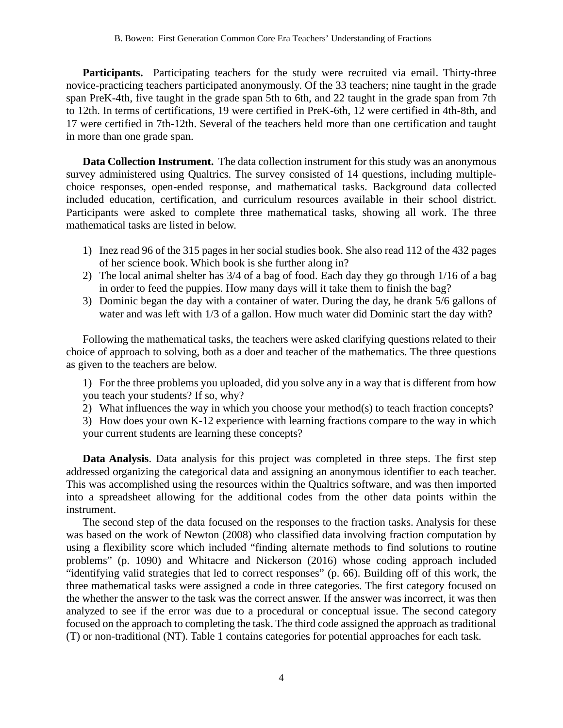**Participants.** Participating teachers for the study were recruited via email. Thirty-three novice-practicing teachers participated anonymously. Of the 33 teachers; nine taught in the grade span PreK-4th, five taught in the grade span 5th to 6th, and 22 taught in the grade span from 7th to 12th. In terms of certifications, 19 were certified in PreK-6th, 12 were certified in 4th-8th, and 17 were certified in 7th-12th. Several of the teachers held more than one certification and taught in more than one grade span.

**Data Collection Instrument.** The data collection instrument for this study was an anonymous survey administered using Qualtrics. The survey consisted of 14 questions, including multiple-choice responses, open-ended response, and mathematical tasks. Background data collected included education, certification, and curriculum resources available in their school district. Participants were asked to complete three mathematical tasks, showing all work. The three mathematical tasks are listed in below.

1) Inez read 96 of the 315 pages in her social studies book. She also read 112 of the 432 pages of her science book. Which book is she further along in?
2) The local animal shelter has 3/4 of a bag of food. Each day they go through 1/16 of a bag in order to feed the puppies. How many days will it take them to finish the bag?
3) Dominic began the day with a container of water. During the day, he drank 5/6 gallons of water and was left with 1/3 of a gallon. How much water did Dominic start the day with?

Following the mathematical tasks, the teachers were asked clarifying questions related to their choice of approach to solving, both as a doer and teacher of the mathematics. The three questions as given to the teachers are below.

1) For the three problems you uploaded, did you solve any in a way that is different from how you teach your students? If so, why?
2) What influences the way in which you choose your method(s) to teach fraction concepts?
3) How does your own K-12 experience with learning fractions compare to the way in which your current students are learning these concepts?

**Data Analysis**. Data analysis for this project was completed in three steps. The first step addressed organizing the categorical data and assigning an anonymous identifier to each teacher. This was accomplished using the resources within the Qualtrics software, and was then imported into a spreadsheet allowing for the additional codes from the other data points within the instrument.

The second step of the data focused on the responses to the fraction tasks. Analysis for these was based on the work of Newton (2008) who classified data involving fraction computation by using a flexibility score which included "finding alternate methods to find solutions to routine problems" (p. 1090) and Whitacre and Nickerson (2016) whose coding approach included "identifying valid strategies that led to correct responses" (p. 66). Building off of this work, the three mathematical tasks were assigned a code in three categories. The first category focused on the whether the answer to the task was the correct answer. If the answer was incorrect, it was then analyzed to see if the error was due to a procedural or conceptual issue. The second category focused on the approach to completing the task. The third code assigned the approach as traditional (T) or non-traditional (NT). Table 1 contains categories for potential approaches for each task.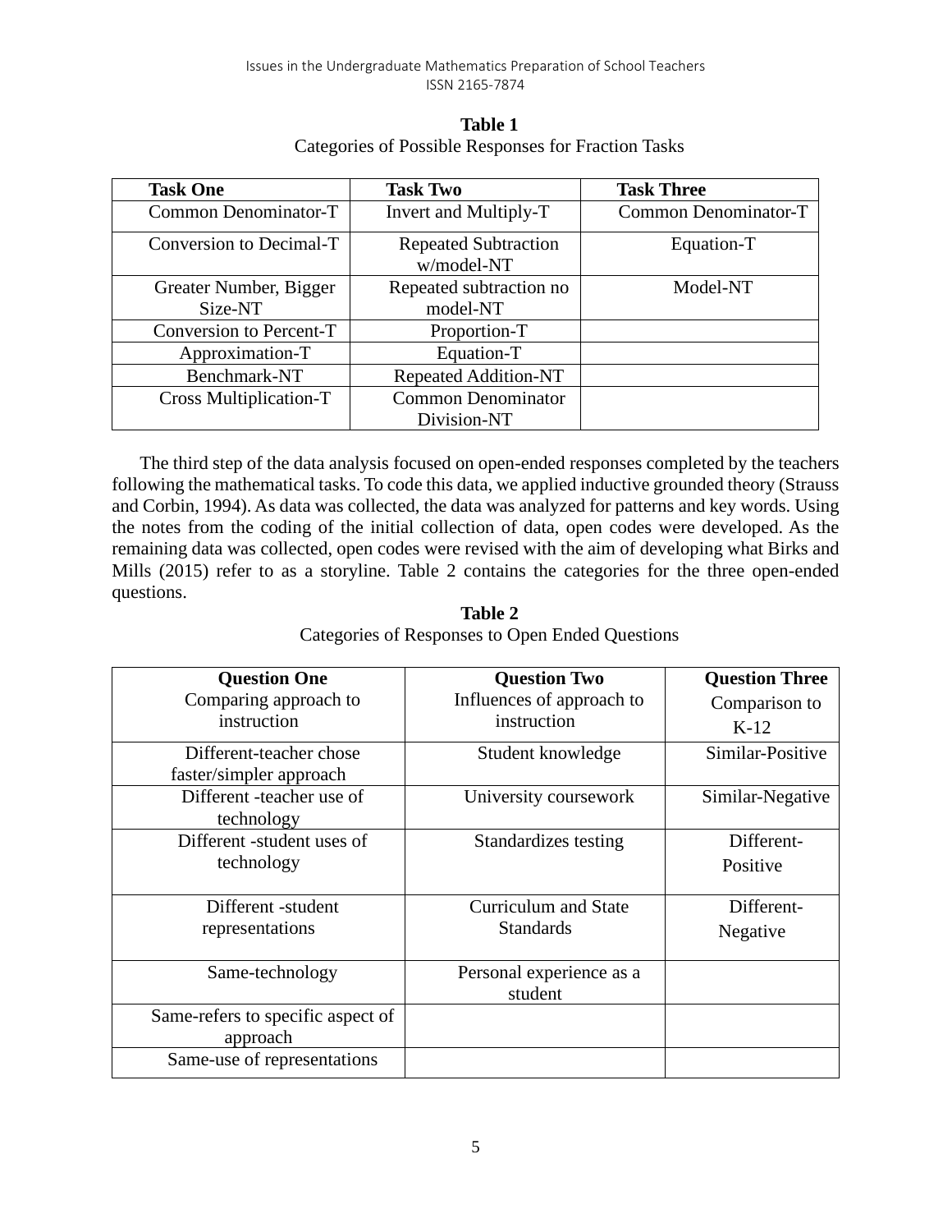**Table 1**
Categories of Possible Responses for Fraction Tasks

| Task One | Task Two | Task Three |
|---|---|---|
| Common Denominator-T | Invert and Multiply-T | Common Denominator-T |
| Conversion to Decimal-T | Repeated Subtraction w/model-NT | Equation-T |
| Greater Number, Bigger Size-NT | Repeated subtraction no model-NT | Model-NT |
| Conversion to Percent-T | Proportion-T | |
| Approximation-T | Equation-T | |
| Benchmark-NT | Repeated Addition-NT | |
| Cross Multiplication-T | Common Denominator Division-NT | |

The third step of the data analysis focused on open-ended responses completed by the teachers following the mathematical tasks. To code this data, we applied inductive grounded theory (Strauss and Corbin, 1994). As data was collected, the data was analyzed for patterns and key words. Using the notes from the coding of the initial collection of data, open codes were developed. As the remaining data was collected, open codes were revised with the aim of developing what Birks and Mills (2015) refer to as a storyline. Table 2 contains the categories for the three open-ended questions.

**Table 2**
Categories of Responses to Open Ended Questions

| **Question One** Comparing approach to instruction | **Question Two** Influences of approach to instruction | **Question Three** Comparison to K-12 |
|---|---|---|
| Different-teacher chose faster/simpler approach | Student knowledge | Similar-Positive |
| Different -teacher use of technology | University coursework | Similar-Negative |
| Different -student uses of technology | Standardizes testing | Different-Positive |
| Different -student representations | Curriculum and State Standards | Different-Negative |
| Same-technology | Personal experience as a student | |
| Same-refers to specific aspect of approach | | |
| Same-use of representations | | |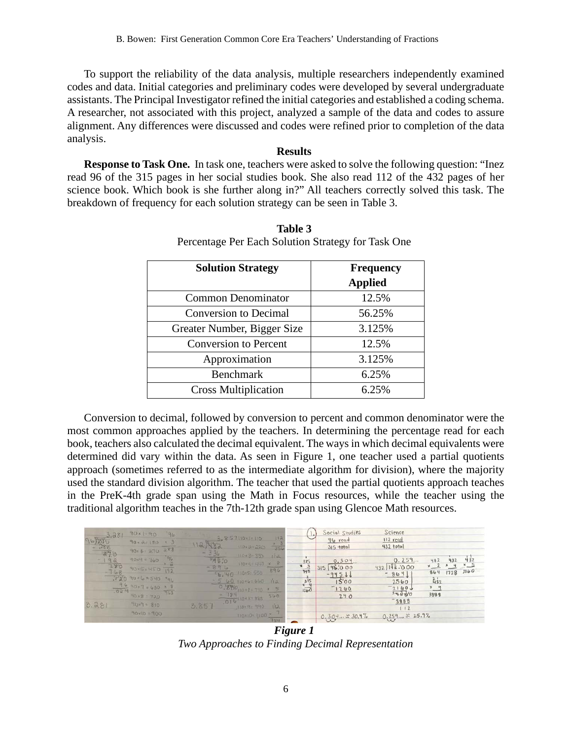To support the reliability of the data analysis, multiple researchers independently examined codes and data. Initial categories and preliminary codes were developed by several undergraduate assistants. The Principal Investigator refined the initial categories and established a coding schema. A researcher, not associated with this project, analyzed a sample of the data and codes to assure alignment. Any differences were discussed and codes were refined prior to completion of the data analysis.

## Results

**Response to Task One.** In task one, teachers were asked to solve the following question: "Inez read 96 of the 315 pages in her social studies book. She also read 112 of the 432 pages of her science book. Which book is she further along in?" All teachers correctly solved this task. The breakdown of frequency for each solution strategy can be seen in Table 3.

**Table 3**
Percentage Per Each Solution Strategy for Task One

| Solution Strategy | Frequency Applied |
|---|---|
| Common Denominator | 12.5% |
| Conversion to Decimal | 56.25% |
| Greater Number, Bigger Size | 3.125% |
| Conversion to Percent | 12.5% |
| Approximation | 3.125% |
| Benchmark | 6.25% |
| Cross Multiplication | 6.25% |

Conversion to decimal, followed by conversion to percent and common denominator were the most common approaches applied by the teachers. In determining the percentage read for each book, teachers also calculated the decimal equivalent. The ways in which decimal equivalents were determined did vary within the data. As seen in Figure 1, one teacher used a partial quotients approach (sometimes referred to as the intermediate algorithm for division), where the majority used the standard division algorithm. The teacher that used the partial quotients approach teaches in the PreK-4th grade span using the Math in Focus resources, while the teacher using the traditional algorithm teaches in the 7th-12th grade span using Glencoe Math resources.

***Figure 1***
*Two Approaches to Finding Decimal Representation*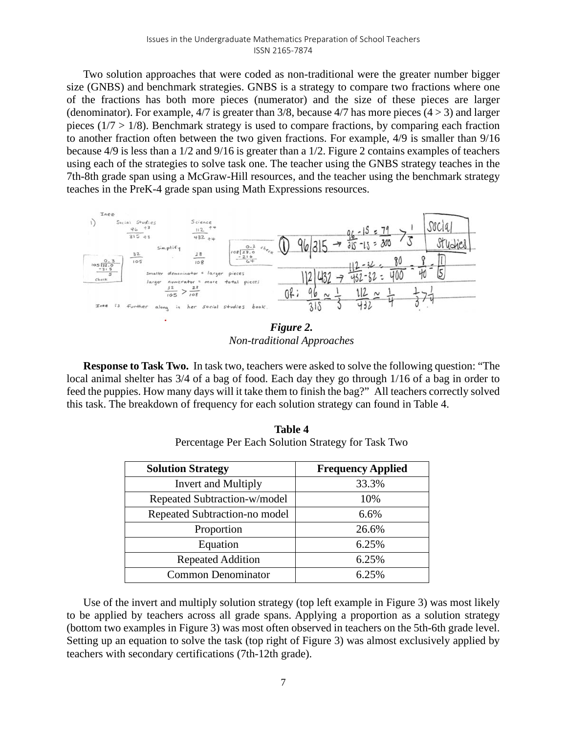Two solution approaches that were coded as non-traditional were the greater number bigger size (GNBS) and benchmark strategies. GNBS is a strategy to compare two fractions where one of the fractions has both more pieces (numerator) and the size of these pieces are larger (denominator). For example, 4/7 is greater than 3/8, because 4/7 has more pieces (4 > 3) and larger pieces (1/7 > 1/8). Benchmark strategy is used to compare fractions, by comparing each fraction to another fraction often between the two given fractions. For example, 4/9 is smaller than 9/16 because 4/9 is less than a 1/2 and 9/16 is greater than a 1/2. Figure 2 contains examples of teachers using each of the strategies to solve task one. The teacher using the GNBS strategy teaches in the 7th-8th grade span using a McGraw-Hill resources, and the teacher using the benchmark strategy teaches in the PreK-4 grade span using Math Expressions resources.

***Figure 2.***
*Non-traditional Approaches*

**Response to Task Two.** In task two, teachers were asked to solve the following question: "The local animal shelter has 3/4 of a bag of food. Each day they go through 1/16 of a bag in order to feed the puppies. How many days will it take them to finish the bag?" All teachers correctly solved this task. The breakdown of frequency for each solution strategy can found in Table 4.

**Table 4**
Percentage Per Each Solution Strategy for Task Two

| Solution Strategy | Frequency Applied |
|---|---|
| Invert and Multiply | 33.3% |
| Repeated Subtraction-w/model | 10% |
| Repeated Subtraction-no model | 6.6% |
| Proportion | 26.6% |
| Equation | 6.25% |
| Repeated Addition | 6.25% |
| Common Denominator | 6.25% |

Use of the invert and multiply solution strategy (top left example in Figure 3) was most likely to be applied by teachers across all grade spans. Applying a proportion as a solution strategy (bottom two examples in Figure 3) was most often observed in teachers on the 5th-6th grade level. Setting up an equation to solve the task (top right of Figure 3) was almost exclusively applied by teachers with secondary certifications (7th-12th grade).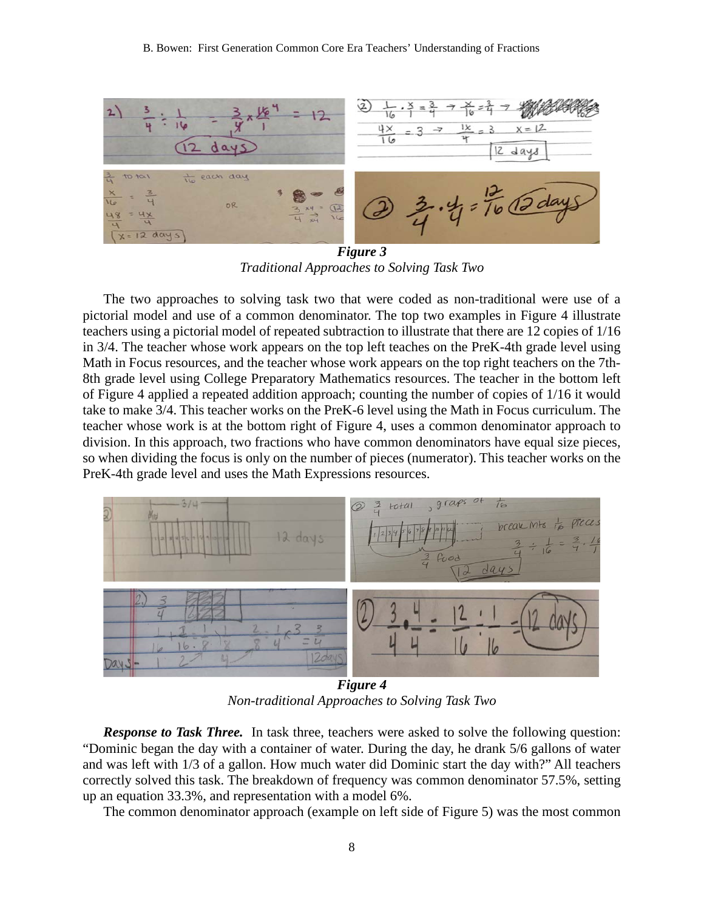*Figure 3*

*Traditional Approaches to Solving Task Two*

The two approaches to solving task two that were coded as non-traditional were use of a pictorial model and use of a common denominator. The top two examples in Figure 4 illustrate teachers using a pictorial model of repeated subtraction to illustrate that there are 12 copies of 1/16 in 3/4. The teacher whose work appears on the top left teaches on the PreK-4th grade level using Math in Focus resources, and the teacher whose work appears on the top right teachers on the 7th-8th grade level using College Preparatory Mathematics resources. The teacher in the bottom left of Figure 4 applied a repeated addition approach; counting the number of copies of 1/16 it would take to make 3/4. This teacher works on the PreK-6 level using the Math in Focus curriculum. The teacher whose work is at the bottom right of Figure 4, uses a common denominator approach to division. In this approach, two fractions who have common denominators have equal size pieces, so when dividing the focus is only on the number of pieces (numerator). This teacher works on the PreK-4th grade level and uses the Math Expressions resources.

*Figure 4*

*Non-traditional Approaches to Solving Task Two*

***Response to Task Three.*** In task three, teachers were asked to solve the following question: "Dominic began the day with a container of water. During the day, he drank 5/6 gallons of water and was left with 1/3 of a gallon. How much water did Dominic start the day with?" All teachers correctly solved this task. The breakdown of frequency was common denominator 57.5%, setting up an equation 33.3%, and representation with a model 6%.

The common denominator approach (example on left side of Figure 5) was the most common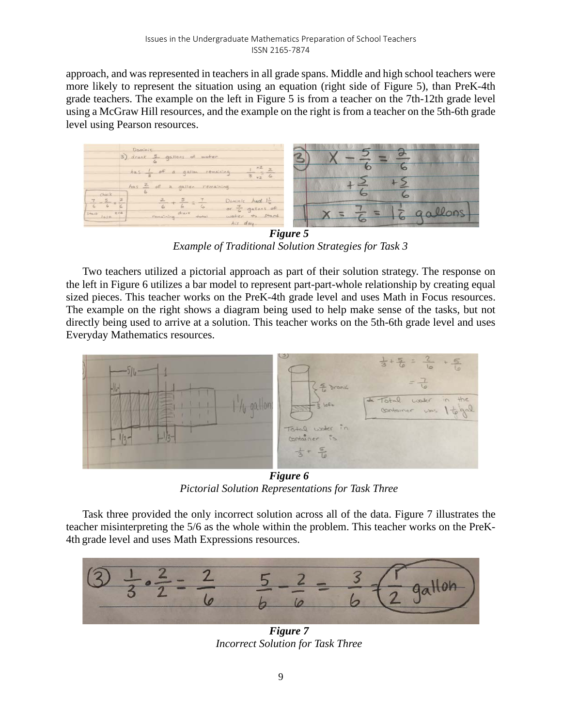approach, and was represented in teachers in all grade spans. Middle and high school teachers were more likely to represent the situation using an equation (right side of Figure 5), than PreK-4th grade teachers. The example on the left in Figure 5 is from a teacher on the 7th-12th grade level using a McGraw Hill resources, and the example on the right is from a teacher on the 5th-6th grade level using Pearson resources.

***Figure 5***
*Example of Traditional Solution Strategies for Task 3*

Two teachers utilized a pictorial approach as part of their solution strategy. The response on the left in Figure 6 utilizes a bar model to represent part-part-whole relationship by creating equal sized pieces. This teacher works on the PreK-4th grade level and uses Math in Focus resources. The example on the right shows a diagram being used to help make sense of the tasks, but not directly being used to arrive at a solution. This teacher works on the 5th-6th grade level and uses Everyday Mathematics resources.

***Figure 6***
*Pictorial Solution Representations for Task Three*

Task three provided the only incorrect solution across all of the data. Figure 7 illustrates the teacher misinterpreting the 5/6 as the whole within the problem. This teacher works on the PreK-4th grade level and uses Math Expressions resources.

***Figure 7***
*Incorrect Solution for Task Three*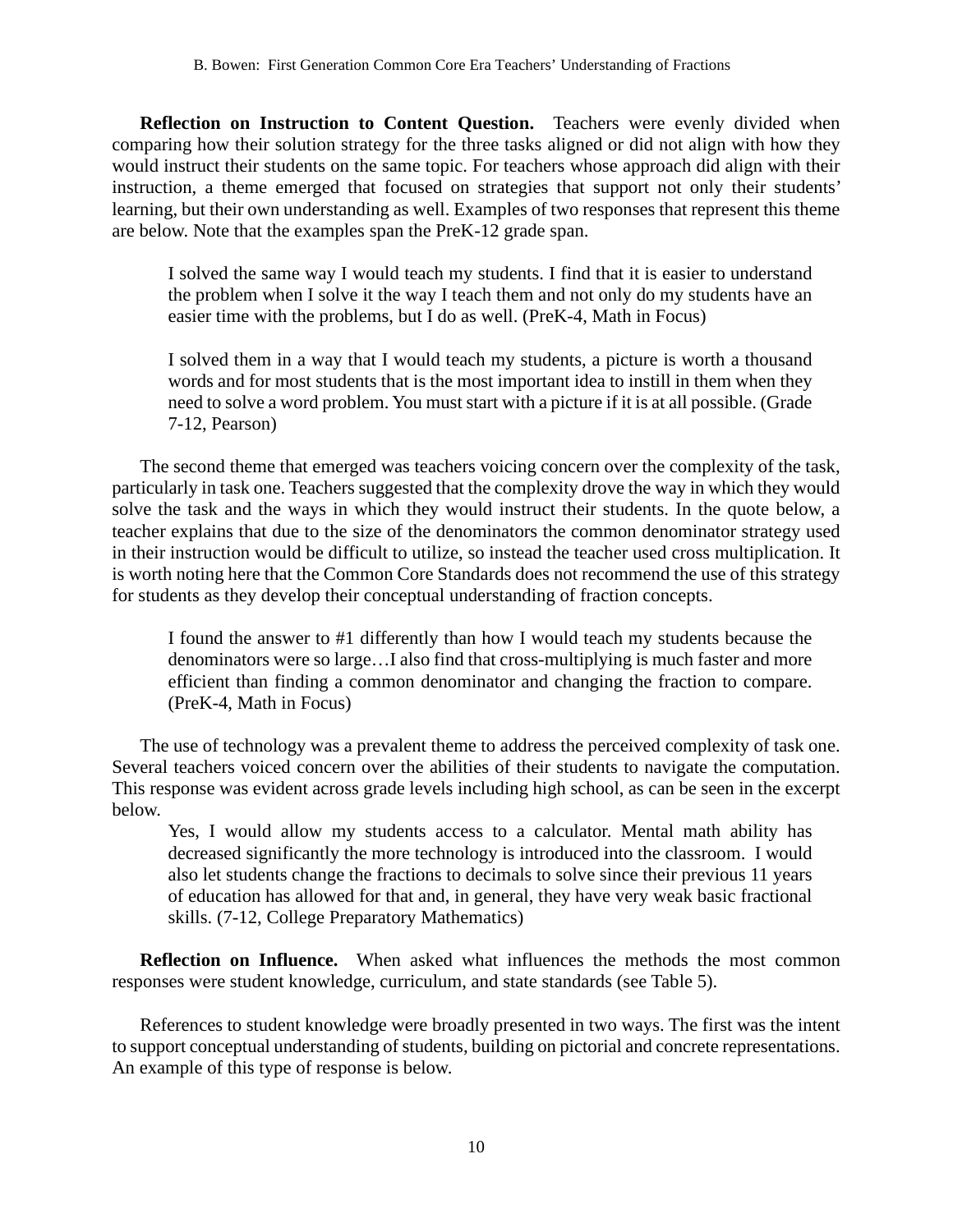**Reflection on Instruction to Content Question.** Teachers were evenly divided when comparing how their solution strategy for the three tasks aligned or did not align with how they would instruct their students on the same topic. For teachers whose approach did align with their instruction, a theme emerged that focused on strategies that support not only their students' learning, but their own understanding as well. Examples of two responses that represent this theme are below. Note that the examples span the PreK-12 grade span.

> I solved the same way I would teach my students. I find that it is easier to understand the problem when I solve it the way I teach them and not only do my students have an easier time with the problems, but I do as well. (PreK-4, Math in Focus)

> I solved them in a way that I would teach my students, a picture is worth a thousand words and for most students that is the most important idea to instill in them when they need to solve a word problem. You must start with a picture if it is at all possible. (Grade 7-12, Pearson)

The second theme that emerged was teachers voicing concern over the complexity of the task, particularly in task one. Teachers suggested that the complexity drove the way in which they would solve the task and the ways in which they would instruct their students. In the quote below, a teacher explains that due to the size of the denominators the common denominator strategy used in their instruction would be difficult to utilize, so instead the teacher used cross multiplication. It is worth noting here that the Common Core Standards does not recommend the use of this strategy for students as they develop their conceptual understanding of fraction concepts.

> I found the answer to #1 differently than how I would teach my students because the denominators were so large…I also find that cross-multiplying is much faster and more efficient than finding a common denominator and changing the fraction to compare. (PreK-4, Math in Focus)

The use of technology was a prevalent theme to address the perceived complexity of task one. Several teachers voiced concern over the abilities of their students to navigate the computation. This response was evident across grade levels including high school, as can be seen in the excerpt below.

> Yes, I would allow my students access to a calculator. Mental math ability has decreased significantly the more technology is introduced into the classroom. I would also let students change the fractions to decimals to solve since their previous 11 years of education has allowed for that and, in general, they have very weak basic fractional skills. (7-12, College Preparatory Mathematics)

**Reflection on Influence.** When asked what influences the methods the most common responses were student knowledge, curriculum, and state standards (see Table 5).

References to student knowledge were broadly presented in two ways. The first was the intent to support conceptual understanding of students, building on pictorial and concrete representations. An example of this type of response is below.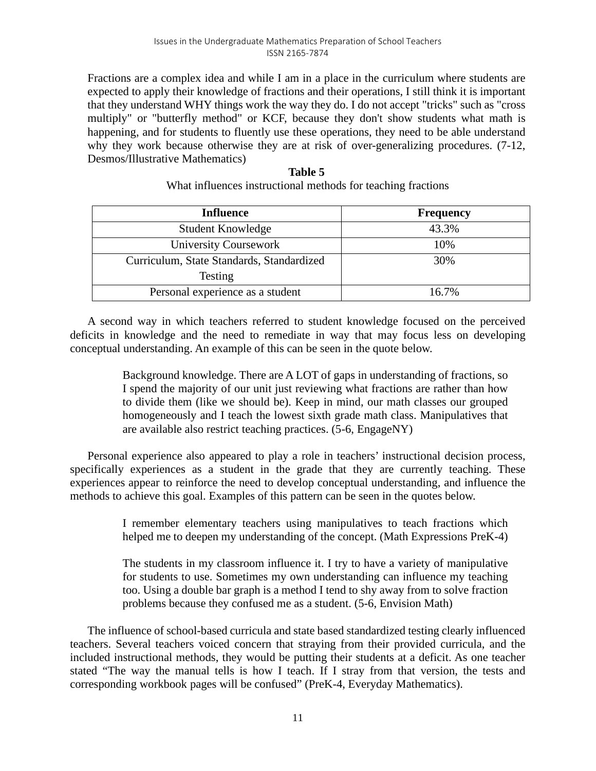> Fractions are a complex idea and while I am in a place in the curriculum where students are expected to apply their knowledge of fractions and their operations, I still think it is important that they understand WHY things work the way they do. I do not accept "tricks" such as "cross multiply" or "butterfly method" or KCF, because they don't show students what math is happening, and for students to fluently use these operations, they need to be able understand why they work because otherwise they are at risk of over-generalizing procedures. (7-12, Desmos/Illustrative Mathematics)

**Table 5**

What influences instructional methods for teaching fractions

| Influence | Frequency |
| --- | --- |
| Student Knowledge | 43.3% |
| University Coursework | 10% |
| Curriculum, State Standards, Standardized Testing | 30% |
| Personal experience as a student | 16.7% |

A second way in which teachers referred to student knowledge focused on the perceived deficits in knowledge and the need to remediate in way that may focus less on developing conceptual understanding. An example of this can be seen in the quote below.

> Background knowledge. There are A LOT of gaps in understanding of fractions, so I spend the majority of our unit just reviewing what fractions are rather than how to divide them (like we should be). Keep in mind, our math classes our grouped homogeneously and I teach the lowest sixth grade math class. Manipulatives that are available also restrict teaching practices. (5-6, EngageNY)

Personal experience also appeared to play a role in teachers' instructional decision process, specifically experiences as a student in the grade that they are currently teaching. These experiences appear to reinforce the need to develop conceptual understanding, and influence the methods to achieve this goal. Examples of this pattern can be seen in the quotes below.

> I remember elementary teachers using manipulatives to teach fractions which helped me to deepen my understanding of the concept. (Math Expressions PreK-4)

> The students in my classroom influence it. I try to have a variety of manipulative for students to use. Sometimes my own understanding can influence my teaching too. Using a double bar graph is a method I tend to shy away from to solve fraction problems because they confused me as a student. (5-6, Envision Math)

The influence of school-based curricula and state based standardized testing clearly influenced teachers. Several teachers voiced concern that straying from their provided curricula, and the included instructional methods, they would be putting their students at a deficit. As one teacher stated "The way the manual tells is how I teach. If I stray from that version, the tests and corresponding workbook pages will be confused" (PreK-4, Everyday Mathematics).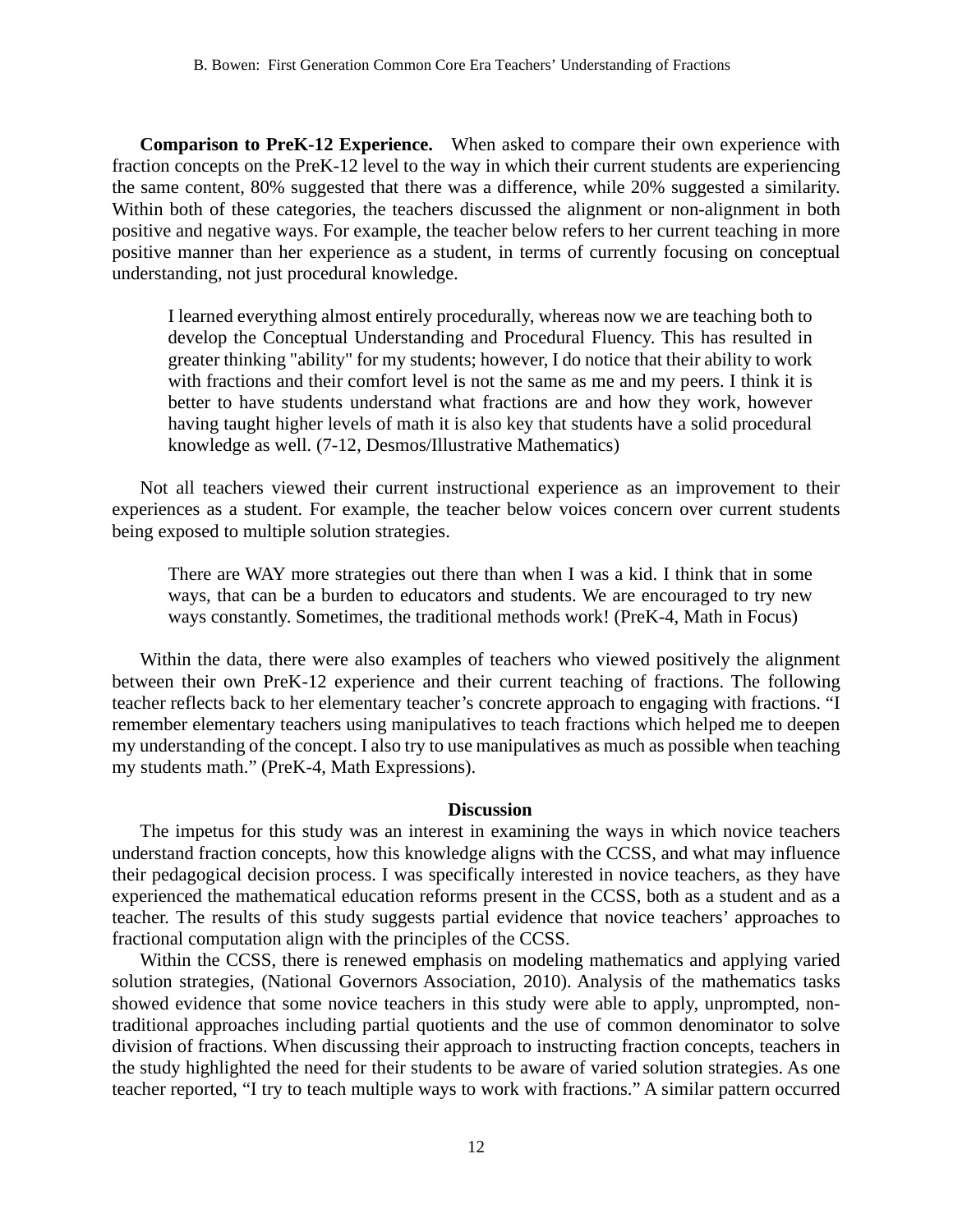**Comparison to PreK-12 Experience.** When asked to compare their own experience with fraction concepts on the PreK-12 level to the way in which their current students are experiencing the same content, 80% suggested that there was a difference, while 20% suggested a similarity. Within both of these categories, the teachers discussed the alignment or non-alignment in both positive and negative ways. For example, the teacher below refers to her current teaching in more positive manner than her experience as a student, in terms of currently focusing on conceptual understanding, not just procedural knowledge.

> I learned everything almost entirely procedurally, whereas now we are teaching both to develop the Conceptual Understanding and Procedural Fluency. This has resulted in greater thinking "ability" for my students; however, I do notice that their ability to work with fractions and their comfort level is not the same as me and my peers. I think it is better to have students understand what fractions are and how they work, however having taught higher levels of math it is also key that students have a solid procedural knowledge as well. (7-12, Desmos/Illustrative Mathematics)

Not all teachers viewed their current instructional experience as an improvement to their experiences as a student. For example, the teacher below voices concern over current students being exposed to multiple solution strategies.

> There are WAY more strategies out there than when I was a kid. I think that in some ways, that can be a burden to educators and students. We are encouraged to try new ways constantly. Sometimes, the traditional methods work! (PreK-4, Math in Focus)

Within the data, there were also examples of teachers who viewed positively the alignment between their own PreK-12 experience and their current teaching of fractions. The following teacher reflects back to her elementary teacher's concrete approach to engaging with fractions. "I remember elementary teachers using manipulatives to teach fractions which helped me to deepen my understanding of the concept. I also try to use manipulatives as much as possible when teaching my students math." (PreK-4, Math Expressions).

## Discussion

The impetus for this study was an interest in examining the ways in which novice teachers understand fraction concepts, how this knowledge aligns with the CCSS, and what may influence their pedagogical decision process. I was specifically interested in novice teachers, as they have experienced the mathematical education reforms present in the CCSS, both as a student and as a teacher. The results of this study suggests partial evidence that novice teachers' approaches to fractional computation align with the principles of the CCSS.

Within the CCSS, there is renewed emphasis on modeling mathematics and applying varied solution strategies, (National Governors Association, 2010). Analysis of the mathematics tasks showed evidence that some novice teachers in this study were able to apply, unprompted, non-traditional approaches including partial quotients and the use of common denominator to solve division of fractions. When discussing their approach to instructing fraction concepts, teachers in the study highlighted the need for their students to be aware of varied solution strategies. As one teacher reported, "I try to teach multiple ways to work with fractions." A similar pattern occurred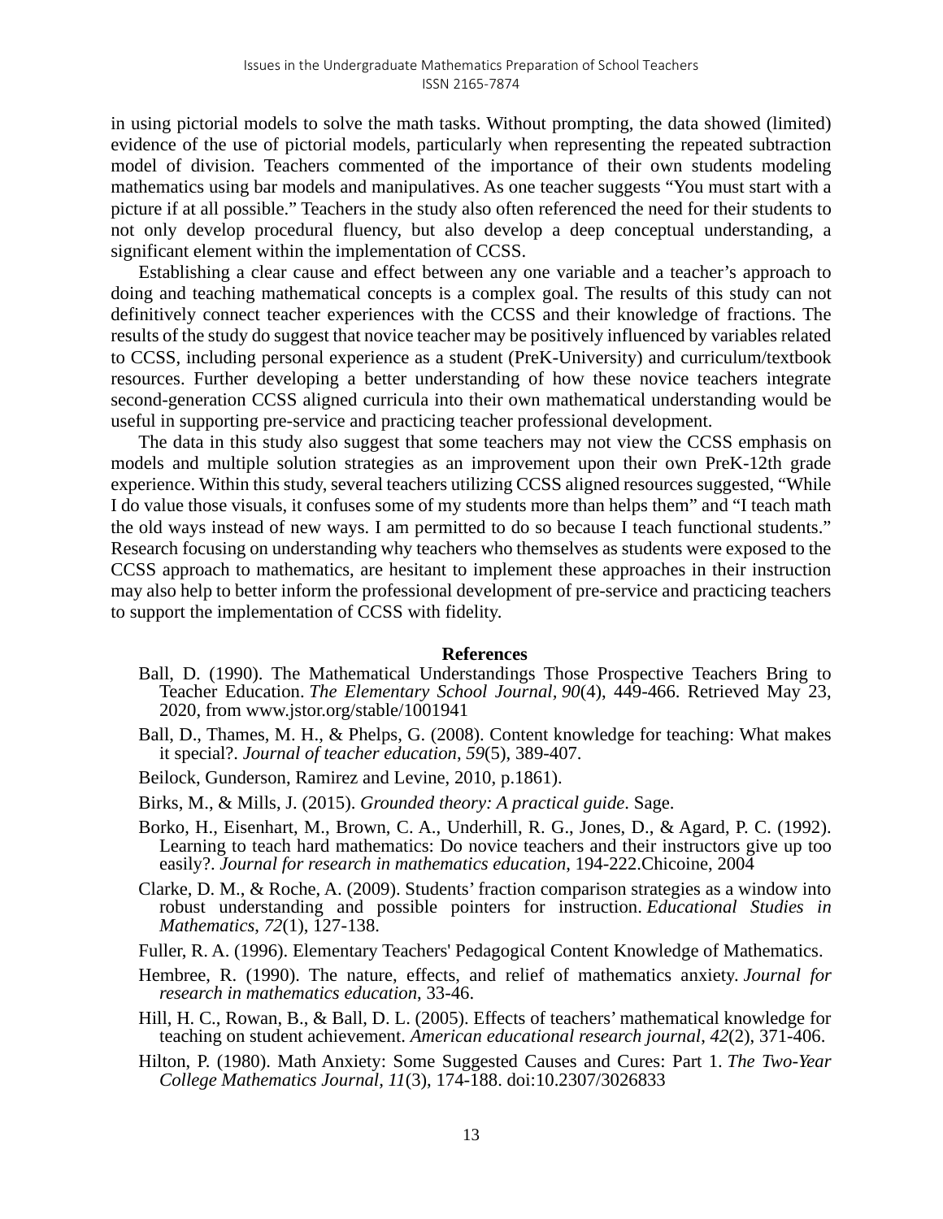in using pictorial models to solve the math tasks. Without prompting, the data showed (limited) evidence of the use of pictorial models, particularly when representing the repeated subtraction model of division. Teachers commented of the importance of their own students modeling mathematics using bar models and manipulatives. As one teacher suggests "You must start with a picture if at all possible." Teachers in the study also often referenced the need for their students to not only develop procedural fluency, but also develop a deep conceptual understanding, a significant element within the implementation of CCSS.

Establishing a clear cause and effect between any one variable and a teacher's approach to doing and teaching mathematical concepts is a complex goal. The results of this study can not definitively connect teacher experiences with the CCSS and their knowledge of fractions. The results of the study do suggest that novice teacher may be positively influenced by variables related to CCSS, including personal experience as a student (PreK-University) and curriculum/textbook resources. Further developing a better understanding of how these novice teachers integrate second-generation CCSS aligned curricula into their own mathematical understanding would be useful in supporting pre-service and practicing teacher professional development.

The data in this study also suggest that some teachers may not view the CCSS emphasis on models and multiple solution strategies as an improvement upon their own PreK-12th grade experience. Within this study, several teachers utilizing CCSS aligned resources suggested, "While I do value those visuals, it confuses some of my students more than helps them" and "I teach math the old ways instead of new ways. I am permitted to do so because I teach functional students." Research focusing on understanding why teachers who themselves as students were exposed to the CCSS approach to mathematics, are hesitant to implement these approaches in their instruction may also help to better inform the professional development of pre-service and practicing teachers to support the implementation of CCSS with fidelity.

## References

Ball, D. (1990). The Mathematical Understandings Those Prospective Teachers Bring to Teacher Education. *The Elementary School Journal*, *90*(4), 449-466. Retrieved May 23, 2020, from www.jstor.org/stable/1001941

Ball, D., Thames, M. H., & Phelps, G. (2008). Content knowledge for teaching: What makes it special?. *Journal of teacher education*, *59*(5), 389-407.

Beilock, Gunderson, Ramirez and Levine, 2010, p.1861).

Birks, M., & Mills, J. (2015). *Grounded theory: A practical guide*. Sage.

Borko, H., Eisenhart, M., Brown, C. A., Underhill, R. G., Jones, D., & Agard, P. C. (1992). Learning to teach hard mathematics: Do novice teachers and their instructors give up too easily?. *Journal for research in mathematics education*, 194-222.Chicoine, 2004

Clarke, D. M., & Roche, A. (2009). Students' fraction comparison strategies as a window into robust understanding and possible pointers for instruction. *Educational Studies in Mathematics*, *72*(1), 127-138.

Fuller, R. A. (1996). Elementary Teachers' Pedagogical Content Knowledge of Mathematics.

Hembree, R. (1990). The nature, effects, and relief of mathematics anxiety. *Journal for research in mathematics education*, 33-46.

Hill, H. C., Rowan, B., & Ball, D. L. (2005). Effects of teachers' mathematical knowledge for teaching on student achievement. *American educational research journal*, *42*(2), 371-406.

Hilton, P. (1980). Math Anxiety: Some Suggested Causes and Cures: Part 1. *The Two-Year College Mathematics Journal, 11*(3), 174-188. doi:10.2307/3026833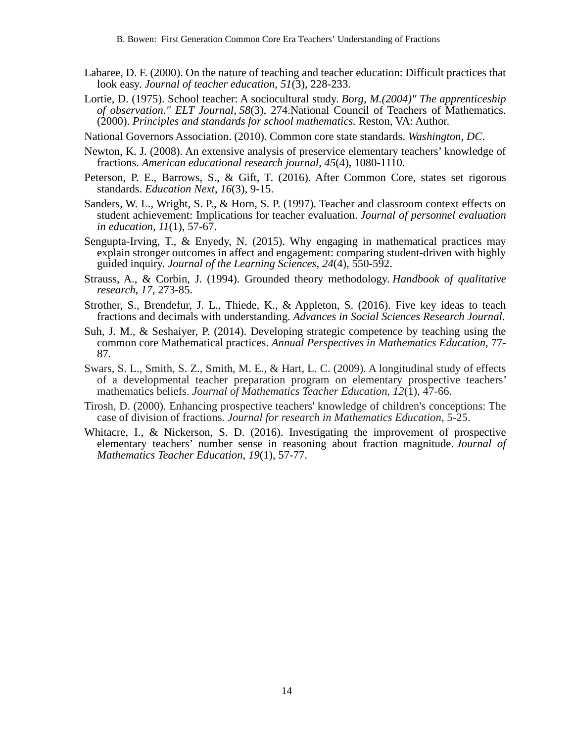Labaree, D. F. (2000). On the nature of teaching and teacher education: Difficult practices that look easy. *Journal of teacher education*, *51*(3), 228-233.

Lortie, D. (1975). School teacher: A sociocultural study. *Borg, M.(2004)" The apprenticeship of observation." ELT Journal*, *58*(3), 274.National Council of Teachers of Mathematics. (2000). *Principles and standards for school mathematics.* Reston, VA: Author.

National Governors Association. (2010). Common core state standards. *Washington, DC*.

Newton, K. J. (2008). An extensive analysis of preservice elementary teachers' knowledge of fractions. *American educational research journal*, *45*(4), 1080-1110.

Peterson, P. E., Barrows, S., & Gift, T. (2016). After Common Core, states set rigorous standards. *Education Next*, *16*(3), 9-15.

Sanders, W. L., Wright, S. P., & Horn, S. P. (1997). Teacher and classroom context effects on student achievement: Implications for teacher evaluation. *Journal of personnel evaluation in education*, *11*(1), 57-67.

Sengupta-Irving, T., & Enyedy, N. (2015). Why engaging in mathematical practices may explain stronger outcomes in affect and engagement: comparing student-driven with highly guided inquiry. *Journal of the Learning Sciences*, *24*(4), 550-592.

Strauss, A., & Corbin, J. (1994). Grounded theory methodology. *Handbook of qualitative research*, *17*, 273-85.

Strother, S., Brendefur, J. L., Thiede, K., & Appleton, S. (2016). Five key ideas to teach fractions and decimals with understanding. *Advances in Social Sciences Research Journal*.

Suh, J. M., & Seshaiyer, P. (2014). Developing strategic competence by teaching using the common core Mathematical practices. *Annual Perspectives in Mathematics Education*, 77-87.

Swars, S. L., Smith, S. Z., Smith, M. E., & Hart, L. C. (2009). A longitudinal study of effects of a developmental teacher preparation program on elementary prospective teachers' mathematics beliefs. *Journal of Mathematics Teacher Education*, *12*(1), 47-66.

Tirosh, D. (2000). Enhancing prospective teachers' knowledge of children's conceptions: The case of division of fractions. *Journal for research in Mathematics Education*, 5-25.

Whitacre, I., & Nickerson, S. D. (2016). Investigating the improvement of prospective elementary teachers' number sense in reasoning about fraction magnitude. *Journal of Mathematics Teacher Education*, *19*(1), 57-77.